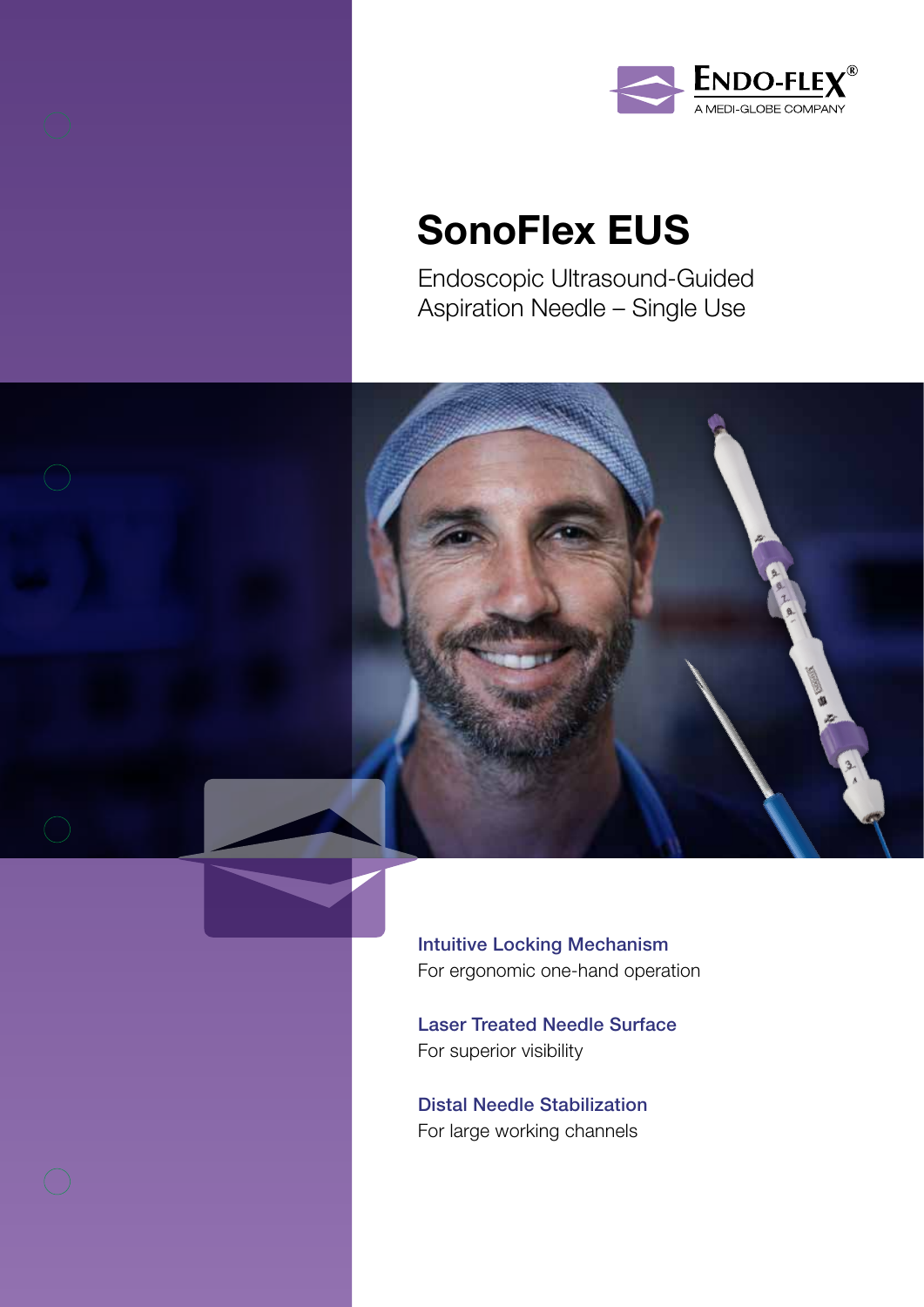ENDO-FLEX®
A MEDI-GLOBE COMPANY

# SonoFlex EUS

Endoscopic Ultrasound-Guided
Aspiration Needle – Single Use

### Intuitive Locking Mechanism
For ergonomic one-hand operation

### Laser Treated Needle Surface
For superior visibility

### Distal Needle Stabilization
For large working channels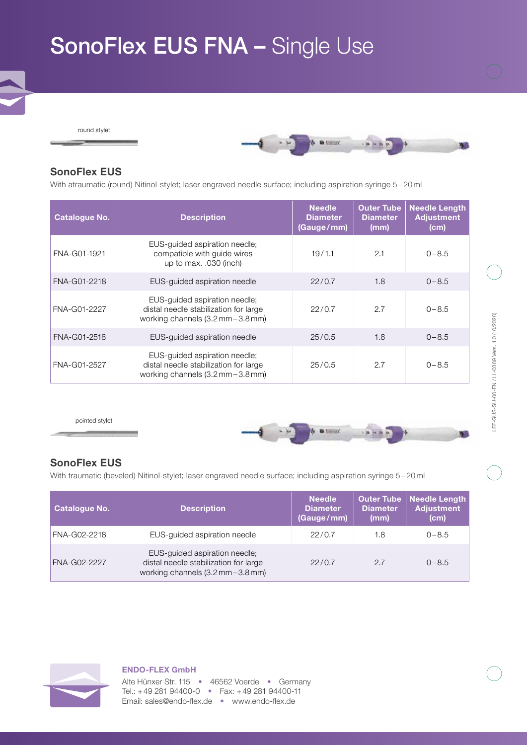# SonoFlex EUS FNA – Single Use

round stylet

## SonoFlex EUS

With atraumatic (round) Nitinol-stylet; laser engraved needle surface; including aspiration syringe 5–20 ml

| Catalogue No. | Description | Needle Diameter (Gauge/mm) | Outer Tube Diameter (mm) | Needle Length Adjustment (cm) |
|---|---|---|---|---|
| FNA-G01-1921 | EUS-guided aspiration needle; compatible with guide wires up to max. .030 (inch) | 19/1.1 | 2.1 | 0–8.5 |
| FNA-G01-2218 | EUS-guided aspiration needle | 22/0.7 | 1.8 | 0–8.5 |
| FNA-G01-2227 | EUS-guided aspiration needle; distal needle stabilization for large working channels (3.2 mm–3.8 mm) | 22/0.7 | 2.7 | 0–8.5 |
| FNA-G01-2518 | EUS-guided aspiration needle | 25/0.5 | 1.8 | 0–8.5 |
| FNA-G01-2527 | EUS-guided aspiration needle; distal needle stabilization for large working channels (3.2 mm–3.8 mm) | 25/0.5 | 2.7 | 0–8.5 |

pointed stylet

## SonoFlex EUS

With traumatic (beveled) Nitinol-stylet; laser engraved needle surface; including aspiration syringe 5–20 ml

| Catalogue No. | Description | Needle Diameter (Gauge/mm) | Outer Tube Diameter (mm) | Needle Length Adjustment (cm) |
|---|---|---|---|---|
| FNA-G02-2218 | EUS-guided aspiration needle | 22/0.7 | 1.8 | 0–8.5 |
| FNA-G02-2227 | EUS-guided aspiration needle; distal needle stabilization for large working channels (3.2 mm–3.8 mm) | 22/0.7 | 2.7 | 0–8.5 |

LEF-GUS-SU-00-EN / LL-0389 Vers. 1.0 (10/2020)

**ENDO-FLEX GmbH**
Alte Hünxer Str. 115 • 46562 Voerde • Germany
Tel.: +49 281 94400-0 • Fax: +49 281 94400-11
Email: sales@endo-flex.de • www.endo-flex.de